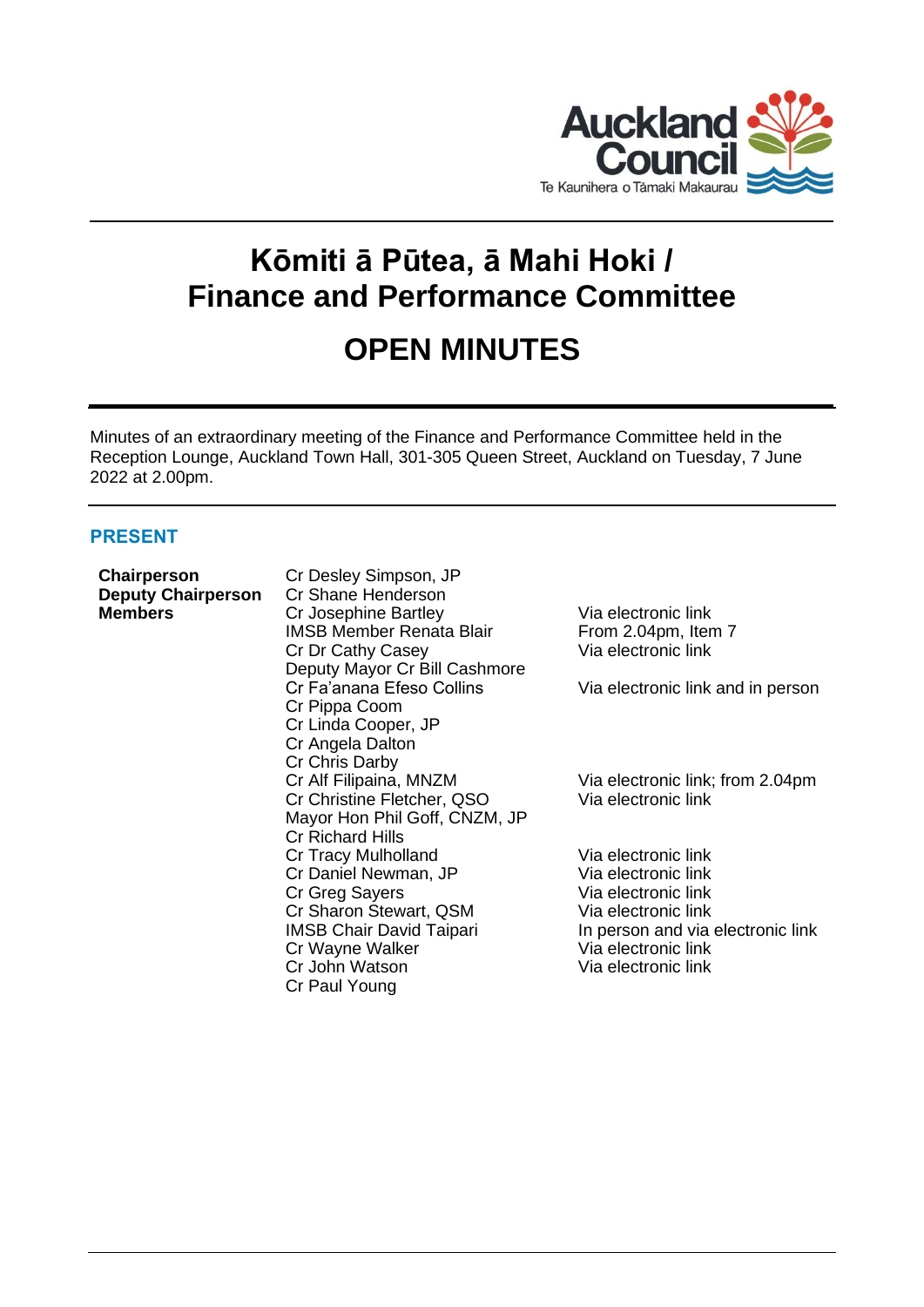# Kōmiti ā Pūtea, ā Mahi Hoki / Finance and Performance Committee

# OPEN MINUTES

Minutes of an extraordinary meeting of the Finance and Performance Committee held in the Reception Lounge, Auckland Town Hall, 301-305 Queen Street, Auckland on Tuesday, 7 June 2022 at 2.00pm.

## PRESENT

| | | |
|---|---|---|
| **Chairperson** | Cr Desley Simpson, JP | |
| **Deputy Chairperson** | Cr Shane Henderson | |
| **Members** | Cr Josephine Bartley | Via electronic link |
| | IMSB Member Renata Blair | From 2.04pm, Item 7 |
| | Cr Dr Cathy Casey | Via electronic link |
| | Deputy Mayor Cr Bill Cashmore | |
| | Cr Fa'anana Efeso Collins | Via electronic link and in person |
| | Cr Pippa Coom | |
| | Cr Linda Cooper, JP | |
| | Cr Angela Dalton | |
| | Cr Chris Darby | |
| | Cr Alf Filipaina, MNZM | Via electronic link; from 2.04pm |
| | Cr Christine Fletcher, QSO | Via electronic link |
| | Mayor Hon Phil Goff, CNZM, JP | |
| | Cr Richard Hills | |
| | Cr Tracy Mulholland | Via electronic link |
| | Cr Daniel Newman, JP | Via electronic link |
| | Cr Greg Sayers | Via electronic link |
| | Cr Sharon Stewart, QSM | Via electronic link |
| | IMSB Chair David Taipari | In person and via electronic link |
| | Cr Wayne Walker | Via electronic link |
| | Cr John Watson | Via electronic link |
| | Cr Paul Young | |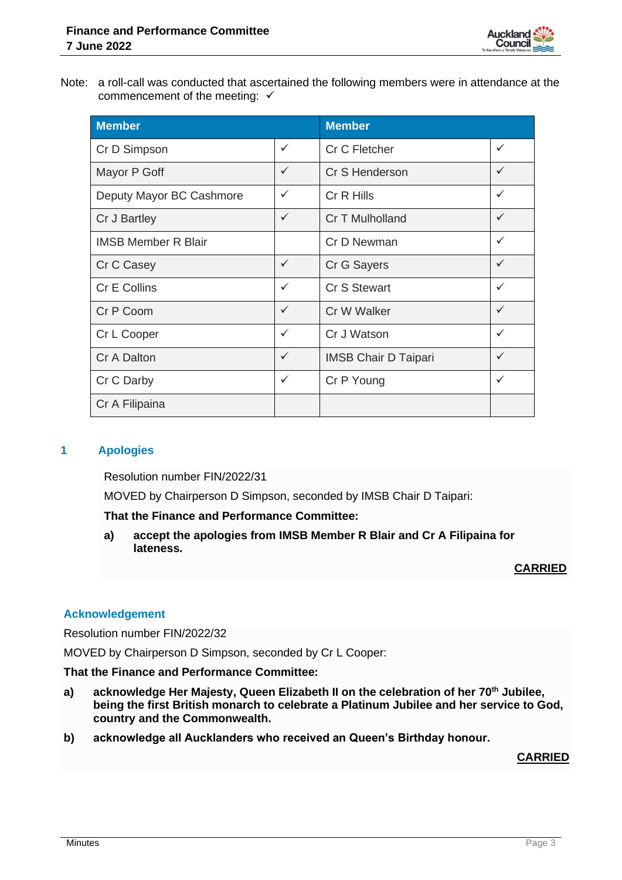Note: a roll-call was conducted that ascertained the following members were in attendance at the commencement of the meeting: ✓

| Member | | Member | |
|---|---|---|---|
| Cr D Simpson | ✓ | Cr C Fletcher | ✓ |
| Mayor P Goff | ✓ | Cr S Henderson | ✓ |
| Deputy Mayor BC Cashmore | ✓ | Cr R Hills | ✓ |
| Cr J Bartley | ✓ | Cr T Mulholland | ✓ |
| IMSB Member R Blair | | Cr D Newman | ✓ |
| Cr C Casey | ✓ | Cr G Sayers | ✓ |
| Cr E Collins | ✓ | Cr S Stewart | ✓ |
| Cr P Coom | ✓ | Cr W Walker | ✓ |
| Cr L Cooper | ✓ | Cr J Watson | ✓ |
| Cr A Dalton | ✓ | IMSB Chair D Taipari | ✓ |
| Cr C Darby | ✓ | Cr P Young | ✓ |
| Cr A Filipaina | | | |

## 1 Apologies

Resolution number FIN/2022/31

MOVED by Chairperson D Simpson, seconded by IMSB Chair D Taipari:

**That the Finance and Performance Committee:**

**a) accept the apologies from IMSB Member R Blair and Cr A Filipaina for lateness.**

**CARRIED**

## Acknowledgement

Resolution number FIN/2022/32

MOVED by Chairperson D Simpson, seconded by Cr L Cooper:

**That the Finance and Performance Committee:**

**a) acknowledge Her Majesty, Queen Elizabeth II on the celebration of her 70th Jubilee, being the first British monarch to celebrate a Platinum Jubilee and her service to God, country and the Commonwealth.**

**b) acknowledge all Aucklanders who received an Queen's Birthday honour.**

**CARRIED**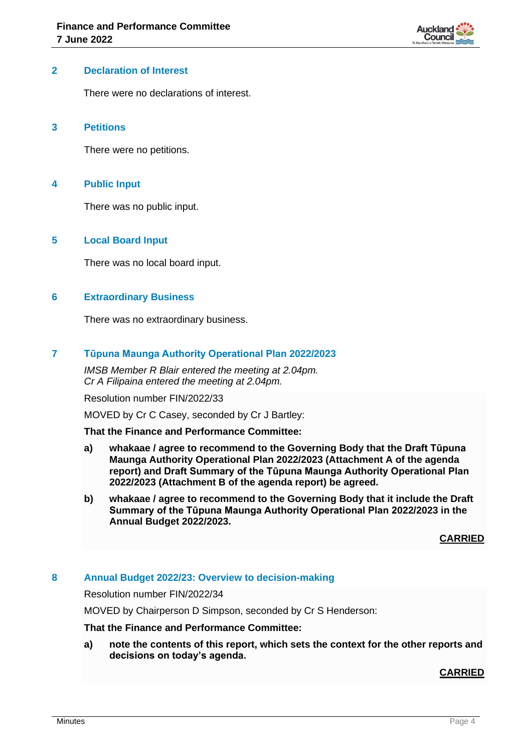## 2 Declaration of Interest

There were no declarations of interest.

## 3 Petitions

There were no petitions.

## 4 Public Input

There was no public input.

## 5 Local Board Input

There was no local board input.

## 6 Extraordinary Business

There was no extraordinary business.

## 7 Tūpuna Maunga Authority Operational Plan 2022/2023

*IMSB Member R Blair entered the meeting at 2.04pm.*
*Cr A Filipaina entered the meeting at 2.04pm.*

Resolution number FIN/2022/33

MOVED by Cr C Casey, seconded by Cr J Bartley:

**That the Finance and Performance Committee:**

**a) whakaae / agree to recommend to the Governing Body that the Draft Tūpuna Maunga Authority Operational Plan 2022/2023 (Attachment A of the agenda report) and Draft Summary of the Tūpuna Maunga Authority Operational Plan 2022/2023 (Attachment B of the agenda report) be agreed.**

**b) whakaae / agree to recommend to the Governing Body that it include the Draft Summary of the Tūpuna Maunga Authority Operational Plan 2022/2023 in the Annual Budget 2022/2023.**

**CARRIED**

## 8 Annual Budget 2022/23: Overview to decision-making

Resolution number FIN/2022/34

MOVED by Chairperson D Simpson, seconded by Cr S Henderson:

**That the Finance and Performance Committee:**

**a) note the contents of this report, which sets the context for the other reports and decisions on today's agenda.**

**CARRIED**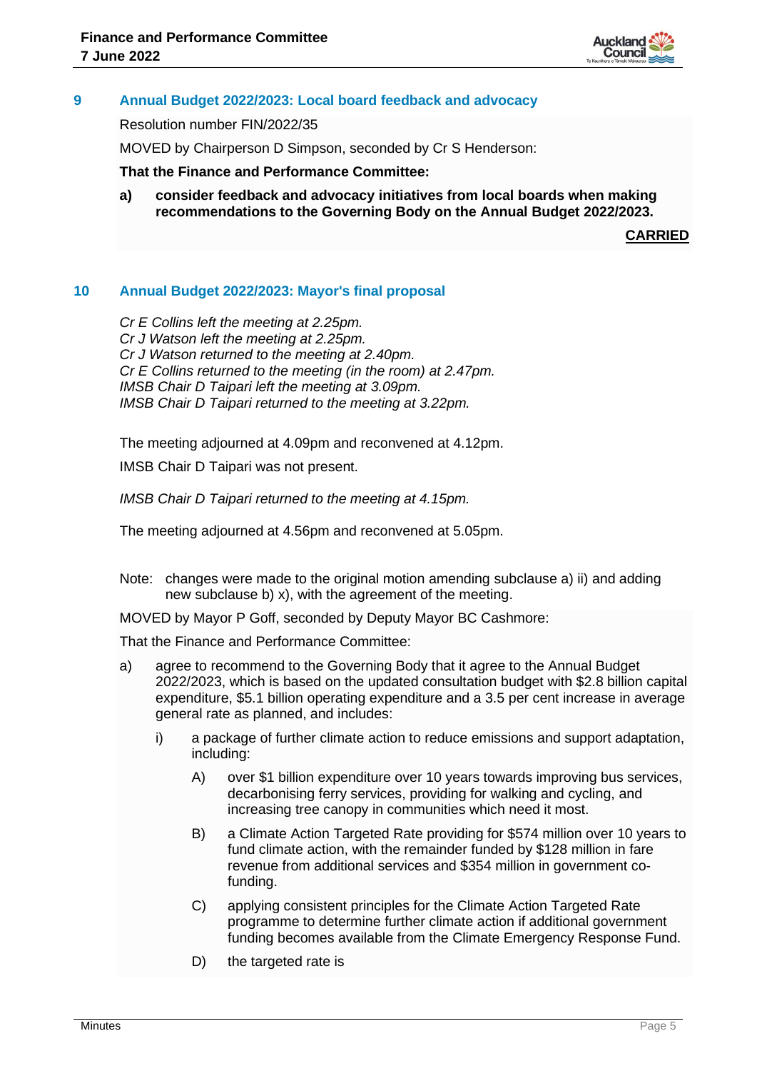## 9 Annual Budget 2022/2023: Local board feedback and advocacy

Resolution number FIN/2022/35

MOVED by Chairperson D Simpson, seconded by Cr S Henderson:

**That the Finance and Performance Committee:**

**a) consider feedback and advocacy initiatives from local boards when making recommendations to the Governing Body on the Annual Budget 2022/2023.**

**CARRIED**

## 10 Annual Budget 2022/2023: Mayor's final proposal

*Cr E Collins left the meeting at 2.25pm.*
*Cr J Watson left the meeting at 2.25pm.*
*Cr J Watson returned to the meeting at 2.40pm.*
*Cr E Collins returned to the meeting (in the room) at 2.47pm.*
*IMSB Chair D Taipari left the meeting at 3.09pm.*
*IMSB Chair D Taipari returned to the meeting at 3.22pm.*

The meeting adjourned at 4.09pm and reconvened at 4.12pm.

IMSB Chair D Taipari was not present.

*IMSB Chair D Taipari returned to the meeting at 4.15pm.*

The meeting adjourned at 4.56pm and reconvened at 5.05pm.

Note: changes were made to the original motion amending subclause a) ii) and adding new subclause b) x), with the agreement of the meeting.

MOVED by Mayor P Goff, seconded by Deputy Mayor BC Cashmore:

That the Finance and Performance Committee:

a) agree to recommend to the Governing Body that it agree to the Annual Budget 2022/2023, which is based on the updated consultation budget with $2.8 billion capital expenditure, $5.1 billion operating expenditure and a 3.5 per cent increase in average general rate as planned, and includes:

   i) a package of further climate action to reduce emissions and support adaptation, including:

      A) over $1 billion expenditure over 10 years towards improving bus services, decarbonising ferry services, providing for walking and cycling, and increasing tree canopy in communities which need it most.

      B) a Climate Action Targeted Rate providing for $574 million over 10 years to fund climate action, with the remainder funded by $128 million in fare revenue from additional services and $354 million in government co-funding.

      C) applying consistent principles for the Climate Action Targeted Rate programme to determine further climate action if additional government funding becomes available from the Climate Emergency Response Fund.

      D) the targeted rate is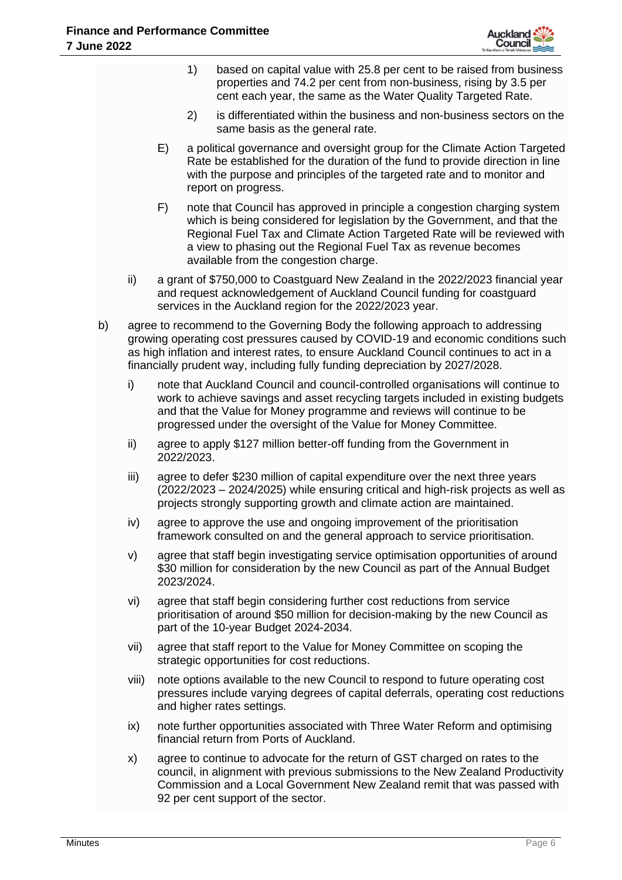1) based on capital value with 25.8 per cent to be raised from business properties and 74.2 per cent from non-business, rising by 3.5 per cent each year, the same as the Water Quality Targeted Rate.

2) is differentiated within the business and non-business sectors on the same basis as the general rate.

E) a political governance and oversight group for the Climate Action Targeted Rate be established for the duration of the fund to provide direction in line with the purpose and principles of the targeted rate and to monitor and report on progress.

F) note that Council has approved in principle a congestion charging system which is being considered for legislation by the Government, and that the Regional Fuel Tax and Climate Action Targeted Rate will be reviewed with a view to phasing out the Regional Fuel Tax as revenue becomes available from the congestion charge.

ii) a grant of $750,000 to Coastguard New Zealand in the 2022/2023 financial year and request acknowledgement of Auckland Council funding for coastguard services in the Auckland region for the 2022/2023 year.

b) agree to recommend to the Governing Body the following approach to addressing growing operating cost pressures caused by COVID-19 and economic conditions such as high inflation and interest rates, to ensure Auckland Council continues to act in a financially prudent way, including fully funding depreciation by 2027/2028.

i) note that Auckland Council and council-controlled organisations will continue to work to achieve savings and asset recycling targets included in existing budgets and that the Value for Money programme and reviews will continue to be progressed under the oversight of the Value for Money Committee.

ii) agree to apply $127 million better-off funding from the Government in 2022/2023.

iii) agree to defer $230 million of capital expenditure over the next three years (2022/2023 – 2024/2025) while ensuring critical and high-risk projects as well as projects strongly supporting growth and climate action are maintained.

iv) agree to approve the use and ongoing improvement of the prioritisation framework consulted on and the general approach to service prioritisation.

v) agree that staff begin investigating service optimisation opportunities of around $30 million for consideration by the new Council as part of the Annual Budget 2023/2024.

vi) agree that staff begin considering further cost reductions from service prioritisation of around $50 million for decision-making by the new Council as part of the 10-year Budget 2024-2034.

vii) agree that staff report to the Value for Money Committee on scoping the strategic opportunities for cost reductions.

viii) note options available to the new Council to respond to future operating cost pressures include varying degrees of capital deferrals, operating cost reductions and higher rates settings.

ix) note further opportunities associated with Three Water Reform and optimising financial return from Ports of Auckland.

x) agree to continue to advocate for the return of GST charged on rates to the council, in alignment with previous submissions to the New Zealand Productivity Commission and a Local Government New Zealand remit that was passed with 92 per cent support of the sector.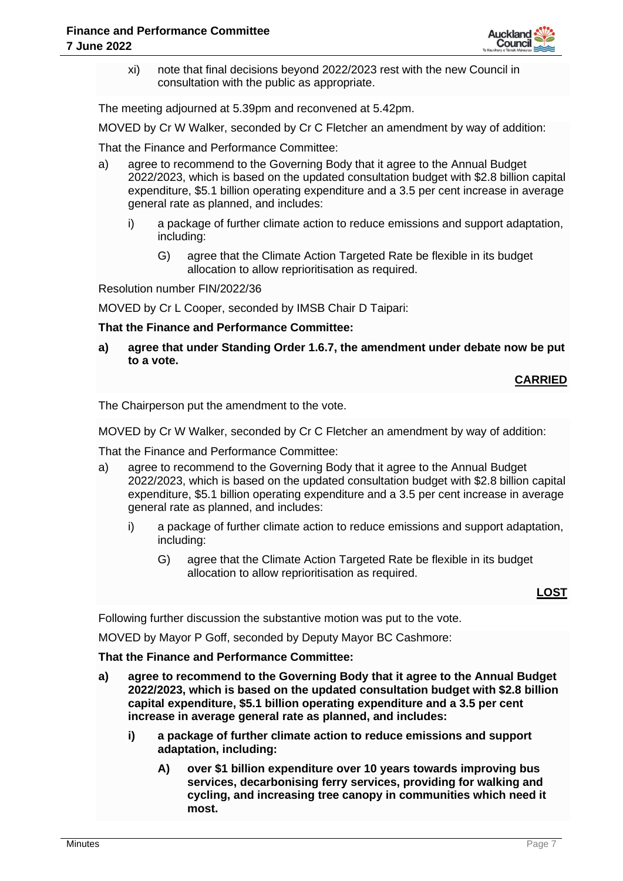xi) note that final decisions beyond 2022/2023 rest with the new Council in consultation with the public as appropriate.

The meeting adjourned at 5.39pm and reconvened at 5.42pm.

MOVED by Cr W Walker, seconded by Cr C Fletcher an amendment by way of addition:

That the Finance and Performance Committee:

a) agree to recommend to the Governing Body that it agree to the Annual Budget 2022/2023, which is based on the updated consultation budget with $2.8 billion capital expenditure, $5.1 billion operating expenditure and a 3.5 per cent increase in average general rate as planned, and includes:

   i) a package of further climate action to reduce emissions and support adaptation, including:

      G) agree that the Climate Action Targeted Rate be flexible in its budget allocation to allow reprioritisation as required.

Resolution number FIN/2022/36

MOVED by Cr L Cooper, seconded by IMSB Chair D Taipari:

**That the Finance and Performance Committee:**

**a) agree that under Standing Order 1.6.7, the amendment under debate now be put to a vote.**

**CARRIED**

The Chairperson put the amendment to the vote.

MOVED by Cr W Walker, seconded by Cr C Fletcher an amendment by way of addition:

That the Finance and Performance Committee:

a) agree to recommend to the Governing Body that it agree to the Annual Budget 2022/2023, which is based on the updated consultation budget with $2.8 billion capital expenditure, $5.1 billion operating expenditure and a 3.5 per cent increase in average general rate as planned, and includes:

   i) a package of further climate action to reduce emissions and support adaptation, including:

      G) agree that the Climate Action Targeted Rate be flexible in its budget allocation to allow reprioritisation as required.

**LOST**

Following further discussion the substantive motion was put to the vote.

MOVED by Mayor P Goff, seconded by Deputy Mayor BC Cashmore:

**That the Finance and Performance Committee:**

**a) agree to recommend to the Governing Body that it agree to the Annual Budget 2022/2023, which is based on the updated consultation budget with $2.8 billion capital expenditure, $5.1 billion operating expenditure and a 3.5 per cent increase in average general rate as planned, and includes:**

   **i) a package of further climate action to reduce emissions and support adaptation, including:**

      **A) over $1 billion expenditure over 10 years towards improving bus services, decarbonising ferry services, providing for walking and cycling, and increasing tree canopy in communities which need it most.**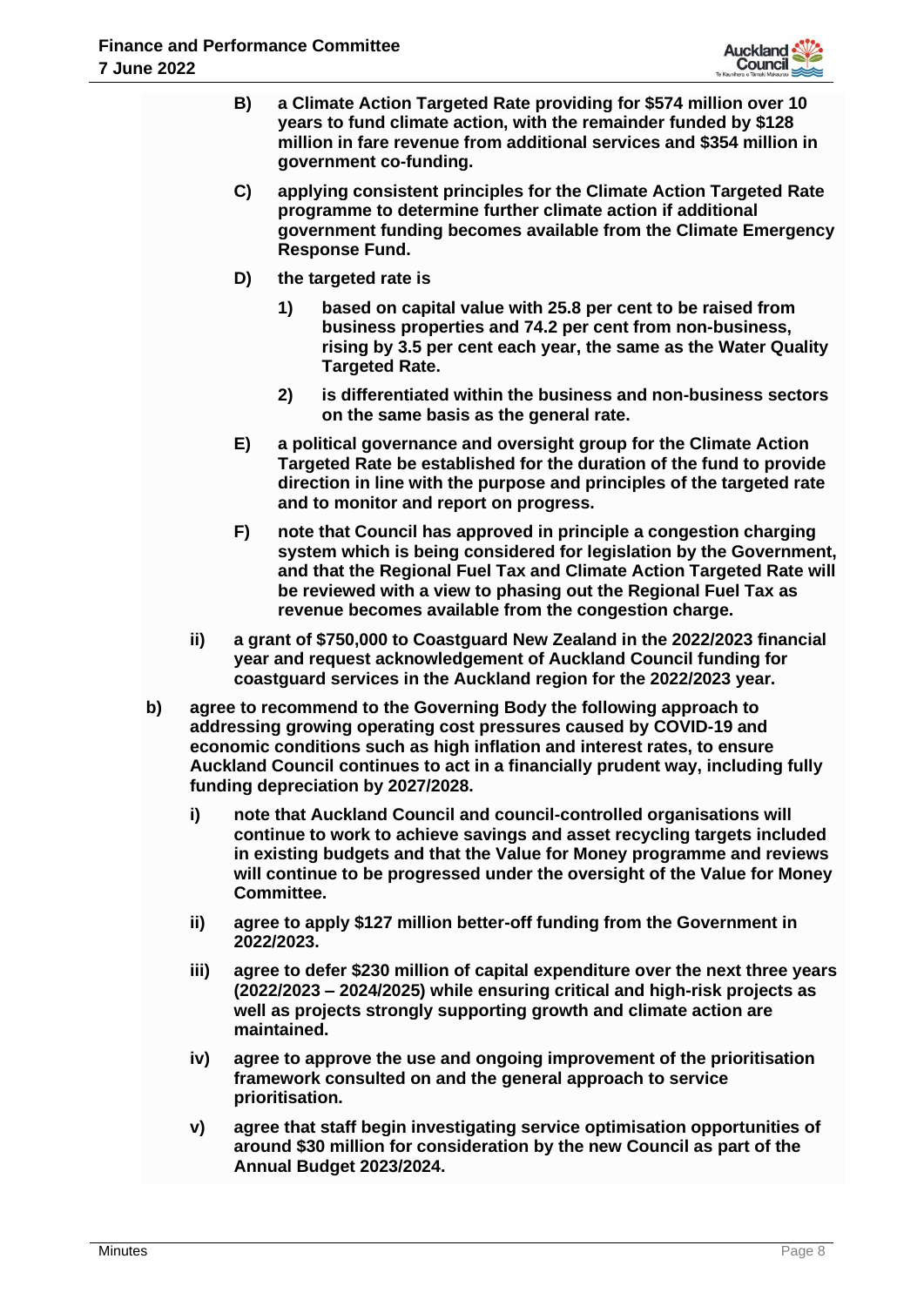**B) a Climate Action Targeted Rate providing for \$574 million over 10 years to fund climate action, with the remainder funded by \$128 million in fare revenue from additional services and \$354 million in government co-funding.**

**C) applying consistent principles for the Climate Action Targeted Rate programme to determine further climate action if additional government funding becomes available from the Climate Emergency Response Fund.**

**D) the targeted rate is**

**1) based on capital value with 25.8 per cent to be raised from business properties and 74.2 per cent from non-business, rising by 3.5 per cent each year, the same as the Water Quality Targeted Rate.**

**2) is differentiated within the business and non-business sectors on the same basis as the general rate.**

**E) a political governance and oversight group for the Climate Action Targeted Rate be established for the duration of the fund to provide direction in line with the purpose and principles of the targeted rate and to monitor and report on progress.**

**F) note that Council has approved in principle a congestion charging system which is being considered for legislation by the Government, and that the Regional Fuel Tax and Climate Action Targeted Rate will be reviewed with a view to phasing out the Regional Fuel Tax as revenue becomes available from the congestion charge.**

**ii) a grant of \$750,000 to Coastguard New Zealand in the 2022/2023 financial year and request acknowledgement of Auckland Council funding for coastguard services in the Auckland region for the 2022/2023 year.**

**b) agree to recommend to the Governing Body the following approach to addressing growing operating cost pressures caused by COVID-19 and economic conditions such as high inflation and interest rates, to ensure Auckland Council continues to act in a financially prudent way, including fully funding depreciation by 2027/2028.**

**i) note that Auckland Council and council-controlled organisations will continue to work to achieve savings and asset recycling targets included in existing budgets and that the Value for Money programme and reviews will continue to be progressed under the oversight of the Value for Money Committee.**

**ii) agree to apply \$127 million better-off funding from the Government in 2022/2023.**

**iii) agree to defer \$230 million of capital expenditure over the next three years (2022/2023 – 2024/2025) while ensuring critical and high-risk projects as well as projects strongly supporting growth and climate action are maintained.**

**iv) agree to approve the use and ongoing improvement of the prioritisation framework consulted on and the general approach to service prioritisation.**

**v) agree that staff begin investigating service optimisation opportunities of around \$30 million for consideration by the new Council as part of the Annual Budget 2023/2024.**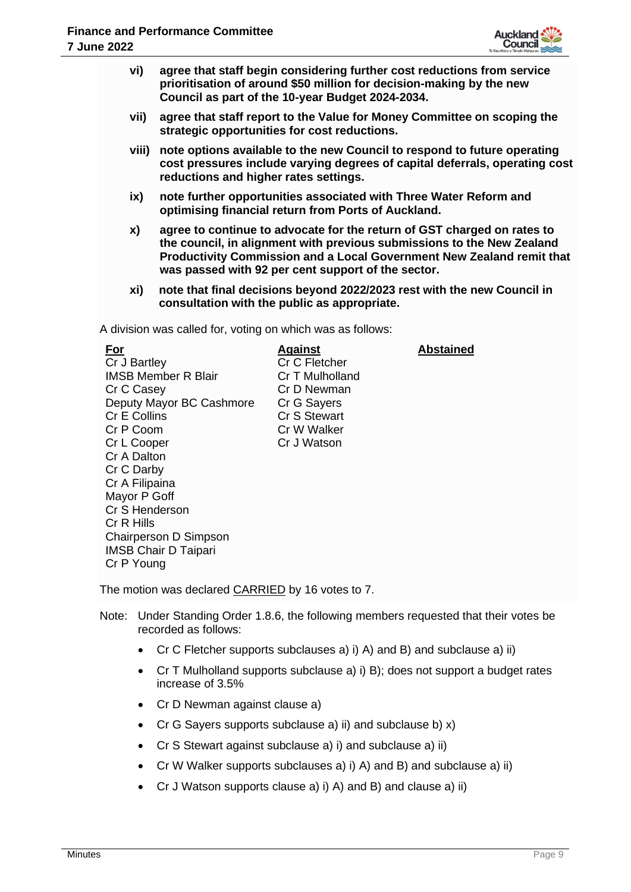- **vi) agree that staff begin considering further cost reductions from service prioritisation of around $50 million for decision-making by the new Council as part of the 10-year Budget 2024-2034.**
- **vii) agree that staff report to the Value for Money Committee on scoping the strategic opportunities for cost reductions.**
- **viii) note options available to the new Council to respond to future operating cost pressures include varying degrees of capital deferrals, operating cost reductions and higher rates settings.**
- **ix) note further opportunities associated with Three Water Reform and optimising financial return from Ports of Auckland.**
- **x) agree to continue to advocate for the return of GST charged on rates to the council, in alignment with previous submissions to the New Zealand Productivity Commission and a Local Government New Zealand remit that was passed with 92 per cent support of the sector.**
- **xi) note that final decisions beyond 2022/2023 rest with the new Council in consultation with the public as appropriate.**

A division was called for, voting on which was as follows:

| For | Against | Abstained |
|---|---|---|
| Cr J Bartley | Cr C Fletcher | |
| IMSB Member R Blair | Cr T Mulholland | |
| Cr C Casey | Cr D Newman | |
| Deputy Mayor BC Cashmore | Cr G Sayers | |
| Cr E Collins | Cr S Stewart | |
| Cr P Coom | Cr W Walker | |
| Cr L Cooper | Cr J Watson | |
| Cr A Dalton | | |
| Cr C Darby | | |
| Cr A Filipaina | | |
| Mayor P Goff | | |
| Cr S Henderson | | |
| Cr R Hills | | |
| Chairperson D Simpson | | |
| IMSB Chair D Taipari | | |
| Cr P Young | | |

The motion was declared CARRIED by 16 votes to 7.

Note: Under Standing Order 1.8.6, the following members requested that their votes be recorded as follows:

- Cr C Fletcher supports subclauses a) i) A) and B) and subclause a) ii)
- Cr T Mulholland supports subclause a) i) B); does not support a budget rates increase of 3.5%
- Cr D Newman against clause a)
- Cr G Sayers supports subclause a) ii) and subclause b) x)
- Cr S Stewart against subclause a) i) and subclause a) ii)
- Cr W Walker supports subclauses a) i) A) and B) and subclause a) ii)
- Cr J Watson supports clause a) i) A) and B) and clause a) ii)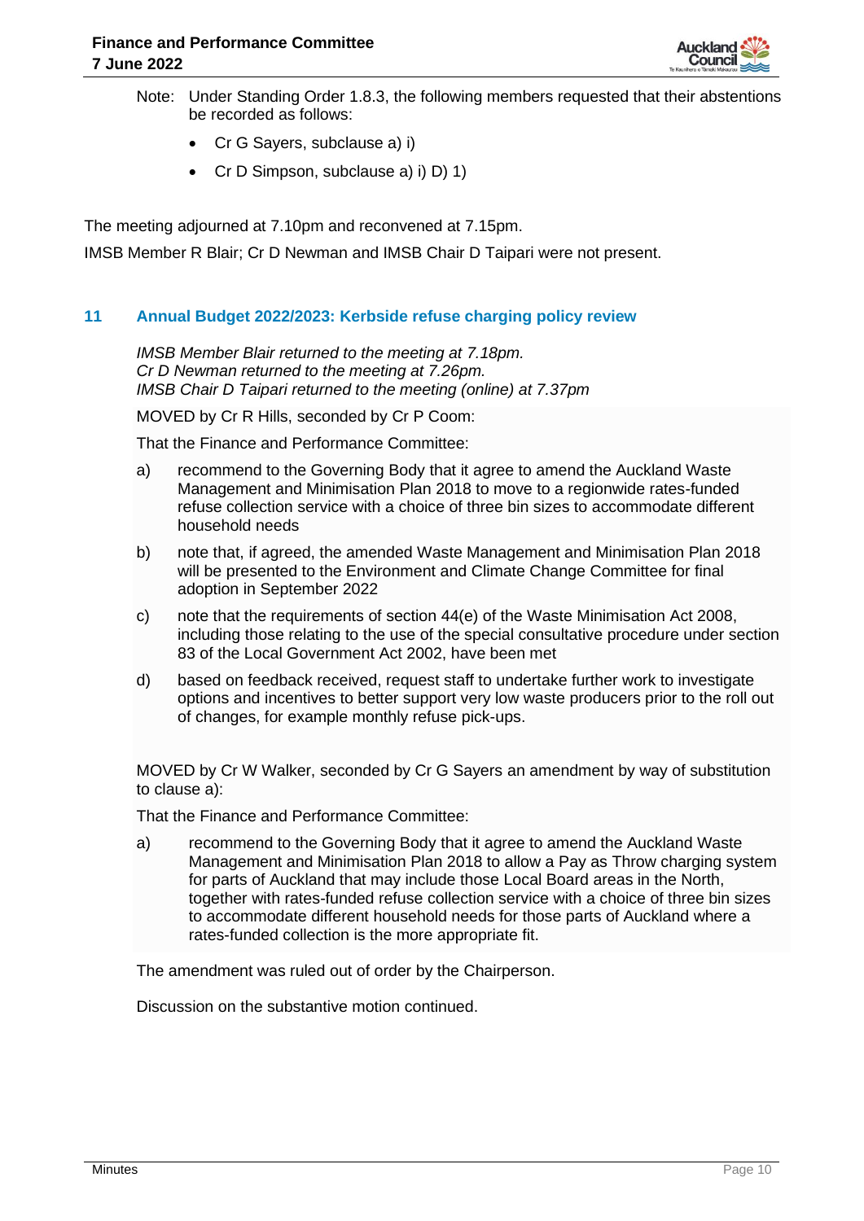Note: Under Standing Order 1.8.3, the following members requested that their abstentions be recorded as follows:

- Cr G Sayers, subclause a) i)
- Cr D Simpson, subclause a) i) D) 1)

The meeting adjourned at 7.10pm and reconvened at 7.15pm.

IMSB Member R Blair; Cr D Newman and IMSB Chair D Taipari were not present.

## 11 Annual Budget 2022/2023: Kerbside refuse charging policy review

*IMSB Member Blair returned to the meeting at 7.18pm.*
*Cr D Newman returned to the meeting at 7.26pm.*
*IMSB Chair D Taipari returned to the meeting (online) at 7.37pm*

MOVED by Cr R Hills, seconded by Cr P Coom:

That the Finance and Performance Committee:

a) recommend to the Governing Body that it agree to amend the Auckland Waste Management and Minimisation Plan 2018 to move to a regionwide rates-funded refuse collection service with a choice of three bin sizes to accommodate different household needs

b) note that, if agreed, the amended Waste Management and Minimisation Plan 2018 will be presented to the Environment and Climate Change Committee for final adoption in September 2022

c) note that the requirements of section 44(e) of the Waste Minimisation Act 2008, including those relating to the use of the special consultative procedure under section 83 of the Local Government Act 2002, have been met

d) based on feedback received, request staff to undertake further work to investigate options and incentives to better support very low waste producers prior to the roll out of changes, for example monthly refuse pick-ups.

MOVED by Cr W Walker, seconded by Cr G Sayers an amendment by way of substitution to clause a):

That the Finance and Performance Committee:

a) recommend to the Governing Body that it agree to amend the Auckland Waste Management and Minimisation Plan 2018 to allow a Pay as Throw charging system for parts of Auckland that may include those Local Board areas in the North, together with rates-funded refuse collection service with a choice of three bin sizes to accommodate different household needs for those parts of Auckland where a rates-funded collection is the more appropriate fit.

The amendment was ruled out of order by the Chairperson.

Discussion on the substantive motion continued.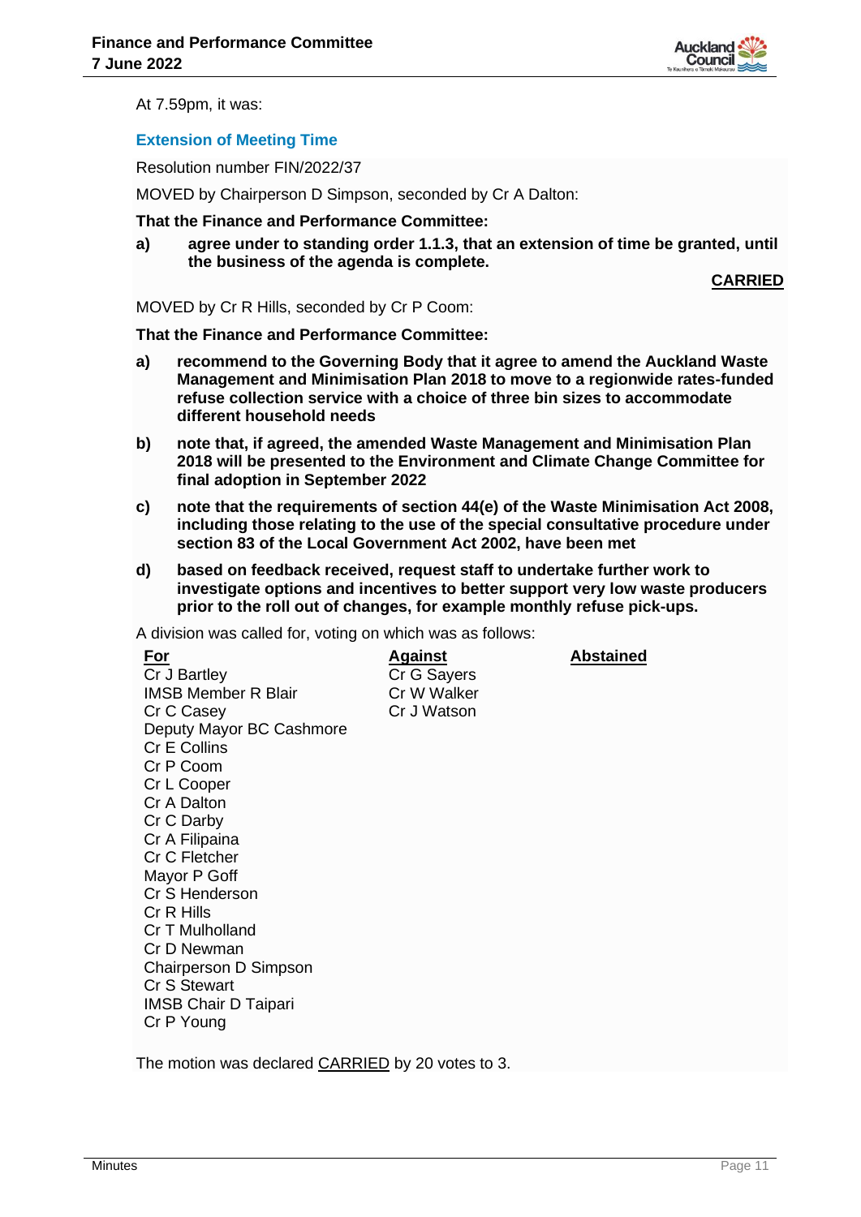At 7.59pm, it was:

### Extension of Meeting Time

Resolution number FIN/2022/37

MOVED by Chairperson D Simpson, seconded by Cr A Dalton:

**That the Finance and Performance Committee:**

**a) agree under to standing order 1.1.3, that an extension of time be granted, until the business of the agenda is complete.**

**CARRIED**

MOVED by Cr R Hills, seconded by Cr P Coom:

**That the Finance and Performance Committee:**

**a) recommend to the Governing Body that it agree to amend the Auckland Waste Management and Minimisation Plan 2018 to move to a regionwide rates-funded refuse collection service with a choice of three bin sizes to accommodate different household needs**

**b) note that, if agreed, the amended Waste Management and Minimisation Plan 2018 will be presented to the Environment and Climate Change Committee for final adoption in September 2022**

**c) note that the requirements of section 44(e) of the Waste Minimisation Act 2008, including those relating to the use of the special consultative procedure under section 83 of the Local Government Act 2002, have been met**

**d) based on feedback received, request staff to undertake further work to investigate options and incentives to better support very low waste producers prior to the roll out of changes, for example monthly refuse pick-ups.**

A division was called for, voting on which was as follows:

| For | Against | Abstained |
|---|---|---|
| Cr J Bartley | Cr G Sayers | |
| IMSB Member R Blair | Cr W Walker | |
| Cr C Casey | Cr J Watson | |
| Deputy Mayor BC Cashmore | | |
| Cr E Collins | | |
| Cr P Coom | | |
| Cr L Cooper | | |
| Cr A Dalton | | |
| Cr C Darby | | |
| Cr A Filipaina | | |
| Cr C Fletcher | | |
| Mayor P Goff | | |
| Cr S Henderson | | |
| Cr R Hills | | |
| Cr T Mulholland | | |
| Cr D Newman | | |
| Chairperson D Simpson | | |
| Cr S Stewart | | |
| IMSB Chair D Taipari | | |
| Cr P Young | | |

The motion was declared CARRIED by 20 votes to 3.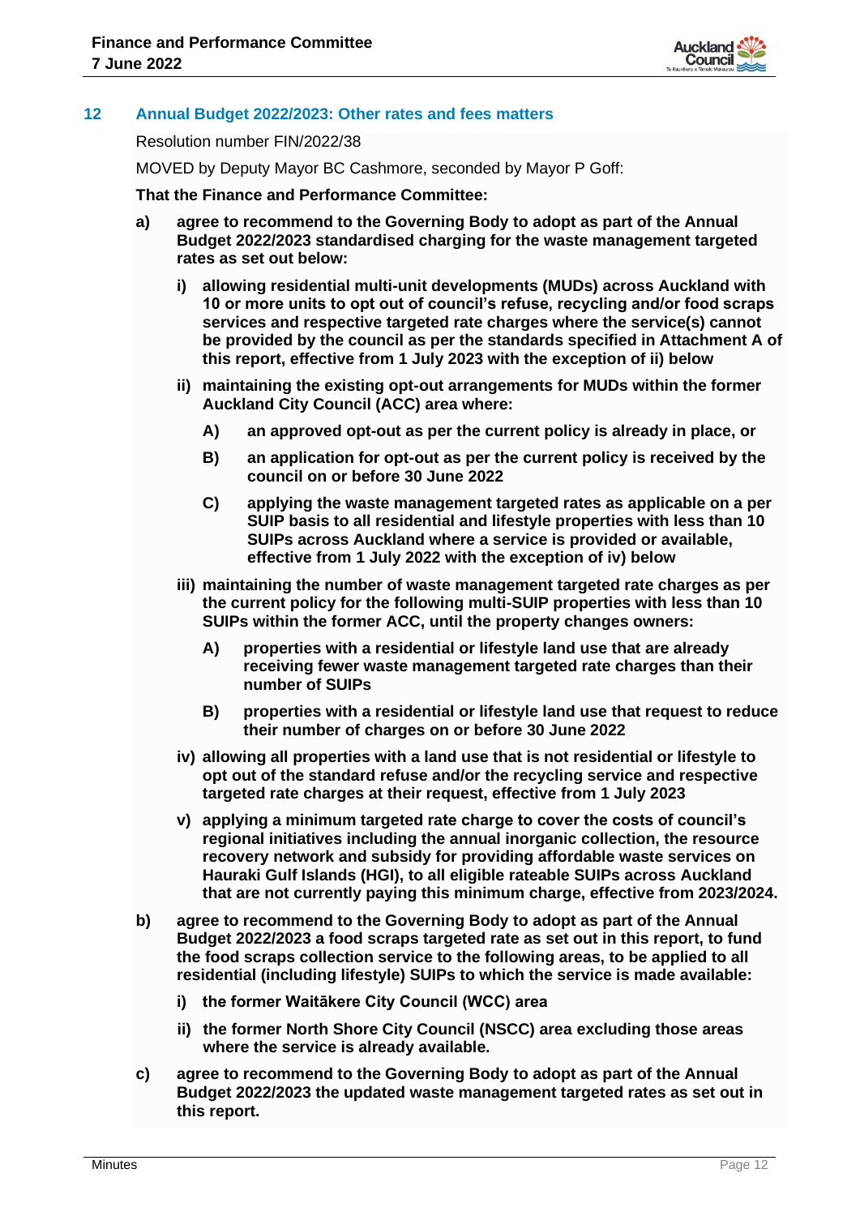## 12 Annual Budget 2022/2023: Other rates and fees matters

Resolution number FIN/2022/38

MOVED by Deputy Mayor BC Cashmore, seconded by Mayor P Goff:

**That the Finance and Performance Committee:**

**a) agree to recommend to the Governing Body to adopt as part of the Annual Budget 2022/2023 standardised charging for the waste management targeted rates as set out below:**

  **i) allowing residential multi-unit developments (MUDs) across Auckland with 10 or more units to opt out of council's refuse, recycling and/or food scraps services and respective targeted rate charges where the service(s) cannot be provided by the council as per the standards specified in Attachment A of this report, effective from 1 July 2023 with the exception of ii) below**

  **ii) maintaining the existing opt-out arrangements for MUDs within the former Auckland City Council (ACC) area where:**

    **A) an approved opt-out as per the current policy is already in place, or**

    **B) an application for opt-out as per the current policy is received by the council on or before 30 June 2022**

    **C) applying the waste management targeted rates as applicable on a per SUIP basis to all residential and lifestyle properties with less than 10 SUIPs across Auckland where a service is provided or available, effective from 1 July 2022 with the exception of iv) below**

  **iii) maintaining the number of waste management targeted rate charges as per the current policy for the following multi-SUIP properties with less than 10 SUIPs within the former ACC, until the property changes owners:**

    **A) properties with a residential or lifestyle land use that are already receiving fewer waste management targeted rate charges than their number of SUIPs**

    **B) properties with a residential or lifestyle land use that request to reduce their number of charges on or before 30 June 2022**

  **iv) allowing all properties with a land use that is not residential or lifestyle to opt out of the standard refuse and/or the recycling service and respective targeted rate charges at their request, effective from 1 July 2023**

  **v) applying a minimum targeted rate charge to cover the costs of council's regional initiatives including the annual inorganic collection, the resource recovery network and subsidy for providing affordable waste services on Hauraki Gulf Islands (HGI), to all eligible rateable SUIPs across Auckland that are not currently paying this minimum charge, effective from 2023/2024.**

**b) agree to recommend to the Governing Body to adopt as part of the Annual Budget 2022/2023 a food scraps targeted rate as set out in this report, to fund the food scraps collection service to the following areas, to be applied to all residential (including lifestyle) SUIPs to which the service is made available:**

  **i) the former Waitākere City Council (WCC) area**

  **ii) the former North Shore City Council (NSCC) area excluding those areas where the service is already available.**

**c) agree to recommend to the Governing Body to adopt as part of the Annual Budget 2022/2023 the updated waste management targeted rates as set out in this report.**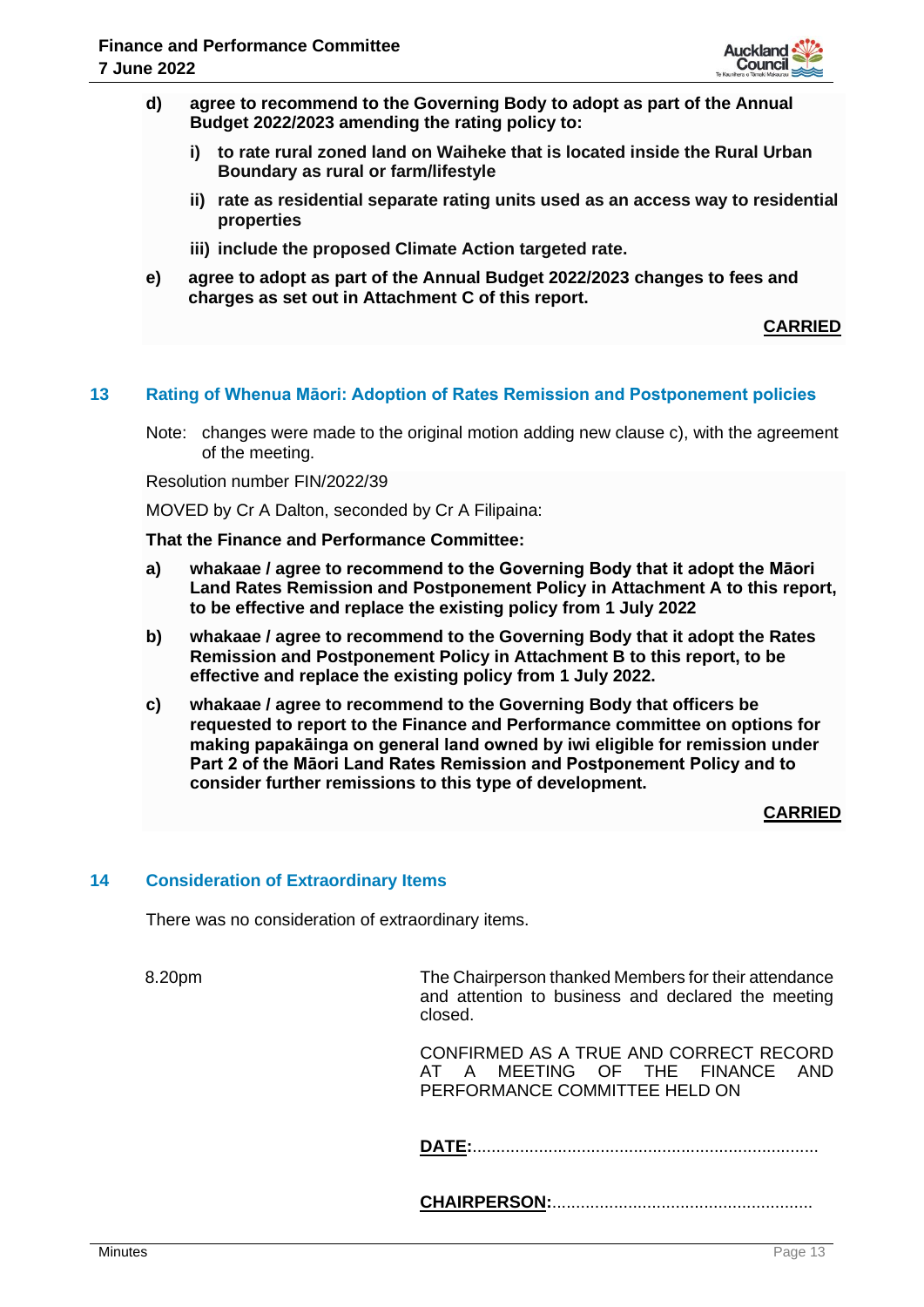d) **agree to recommend to the Governing Body to adopt as part of the Annual Budget 2022/2023 amending the rating policy to:**

   i) **to rate rural zoned land on Waiheke that is located inside the Rural Urban Boundary as rural or farm/lifestyle**

   ii) **rate as residential separate rating units used as an access way to residential properties**

   iii) **include the proposed Climate Action targeted rate.**

e) **agree to adopt as part of the Annual Budget 2022/2023 changes to fees and charges as set out in Attachment C of this report.**

**CARRIED**

## 13 Rating of Whenua Māori: Adoption of Rates Remission and Postponement policies

Note: changes were made to the original motion adding new clause c), with the agreement of the meeting.

Resolution number FIN/2022/39

MOVED by Cr A Dalton, seconded by Cr A Filipaina:

**That the Finance and Performance Committee:**

a) **whakaae / agree to recommend to the Governing Body that it adopt the Māori Land Rates Remission and Postponement Policy in Attachment A to this report, to be effective and replace the existing policy from 1 July 2022**

b) **whakaae / agree to recommend to the Governing Body that it adopt the Rates Remission and Postponement Policy in Attachment B to this report, to be effective and replace the existing policy from 1 July 2022.**

c) **whakaae / agree to recommend to the Governing Body that officers be requested to report to the Finance and Performance committee on options for making papakāinga on general land owned by iwi eligible for remission under Part 2 of the Māori Land Rates Remission and Postponement Policy and to consider further remissions to this type of development.**

**CARRIED**

## 14 Consideration of Extraordinary Items

There was no consideration of extraordinary items.

8.20pm

The Chairperson thanked Members for their attendance and attention to business and declared the meeting closed.

CONFIRMED AS A TRUE AND CORRECT RECORD AT A MEETING OF THE FINANCE AND PERFORMANCE COMMITTEE HELD ON

**DATE:**.........................................................................

**CHAIRPERSON:**.......................................................